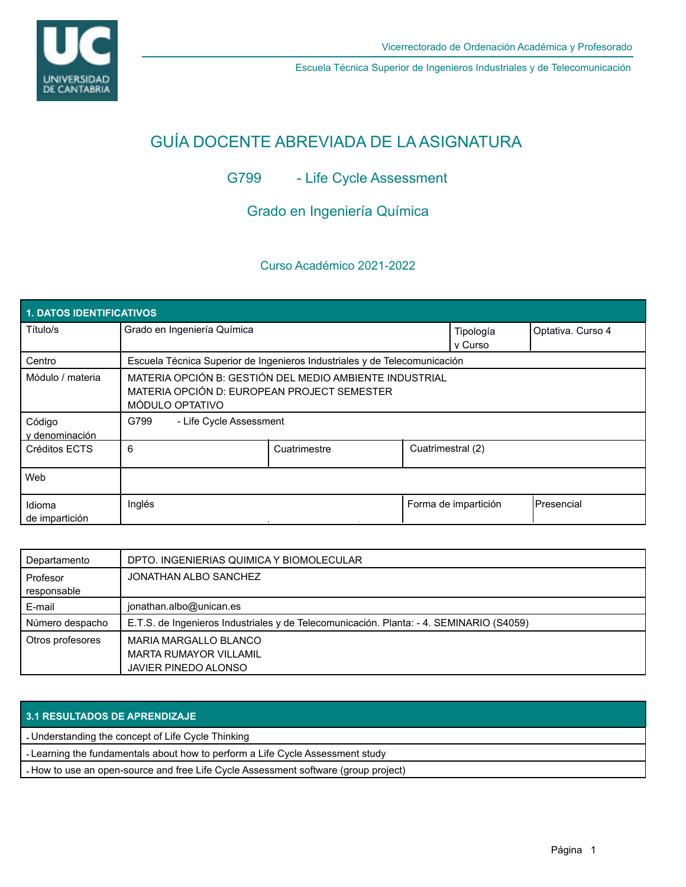Vicerrectorado de Ordenación Académica y Profesorado

Escuela Técnica Superior de Ingenieros Industriales y de Telecomunicación

# GUÍA DOCENTE ABREVIADA DE LA ASIGNATURA

## G799 - Life Cycle Assessment

## Grado en Ingeniería Química

### Curso Académico 2021-2022

| 1. DATOS IDENTIFICATIVOS | | | |
|---|---|---|---|
| Título/s | Grado en Ingeniería Química | Tipología y Curso | Optativa. Curso 4 |
| Centro | Escuela Técnica Superior de Ingenieros Industriales y de Telecomunicación | | |
| Módulo / materia | MATERIA OPCIÓN B: GESTIÓN DEL MEDIO AMBIENTE INDUSTRIAL<br>MATERIA OPCIÓN D: EUROPEAN PROJECT SEMESTER<br>MÓDULO OPTATIVO | | |
| Código y denominación | G799 - Life Cycle Assessment | | |
| Créditos ECTS | 6 | Cuatrimestre | Cuatrimestral (2) |
| Web | | | |
| Idioma de impartición | Inglés | Forma de impartición | Presencial |

| Departamento | DPTO. INGENIERIAS QUIMICA Y BIOMOLECULAR |
|---|---|
| Profesor responsable | JONATHAN ALBO SANCHEZ |
| E-mail | jonathan.albo@unican.es |
| Número despacho | E.T.S. de Ingenieros Industriales y de Telecomunicación. Planta: - 4. SEMINARIO (S4059) |
| Otros profesores | MARIA MARGALLO BLANCO<br>MARTA RUMAYOR VILLAMIL<br>JAVIER PINEDO ALONSO |

| 3.1 RESULTADOS DE APRENDIZAJE |
|---|
| - Understanding the concept of Life Cycle Thinking |
| - Learning the fundamentals about how to perform a Life Cycle Assessment study |
| - How to use an open-source and free Life Cycle Assessment software (group project) |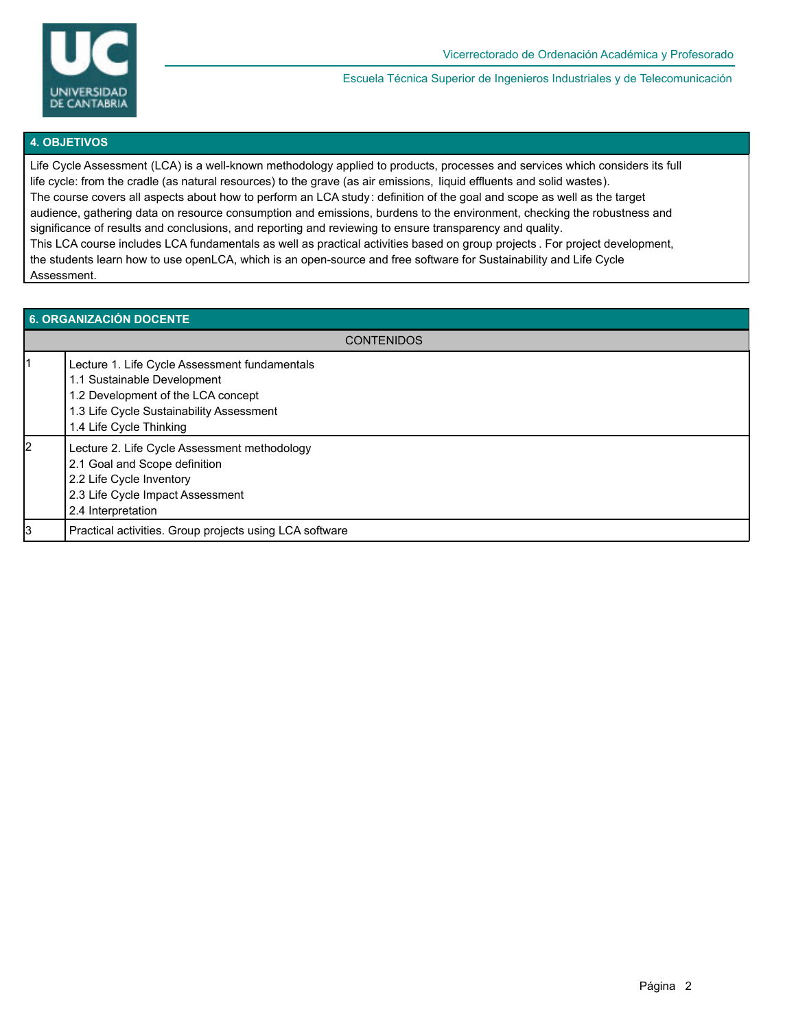## 4. OBJETIVOS

Life Cycle Assessment (LCA) is a well-known methodology applied to products, processes and services which considers its full life cycle: from the cradle (as natural resources) to the grave (as air emissions, liquid effluents and solid wastes).
The course covers all aspects about how to perform an LCA study: definition of the goal and scope as well as the target audience, gathering data on resource consumption and emissions, burdens to the environment, checking the robustness and significance of results and conclusions, and reporting and reviewing to ensure transparency and quality.
This LCA course includes LCA fundamentals as well as practical activities based on group projects. For project development, the students learn how to use openLCA, which is an open-source and free software for Sustainability and Life Cycle Assessment.

## 6. ORGANIZACIÓN DOCENTE

| | CONTENIDOS |
|---|---|
| 1 | Lecture 1. Life Cycle Assessment fundamentals<br>1.1 Sustainable Development<br>1.2 Development of the LCA concept<br>1.3 Life Cycle Sustainability Assessment<br>1.4 Life Cycle Thinking |
| 2 | Lecture 2. Life Cycle Assessment methodology<br>2.1 Goal and Scope definition<br>2.2 Life Cycle Inventory<br>2.3 Life Cycle Impact Assessment<br>2.4 Interpretation |
| 3 | Practical activities. Group projects using LCA software |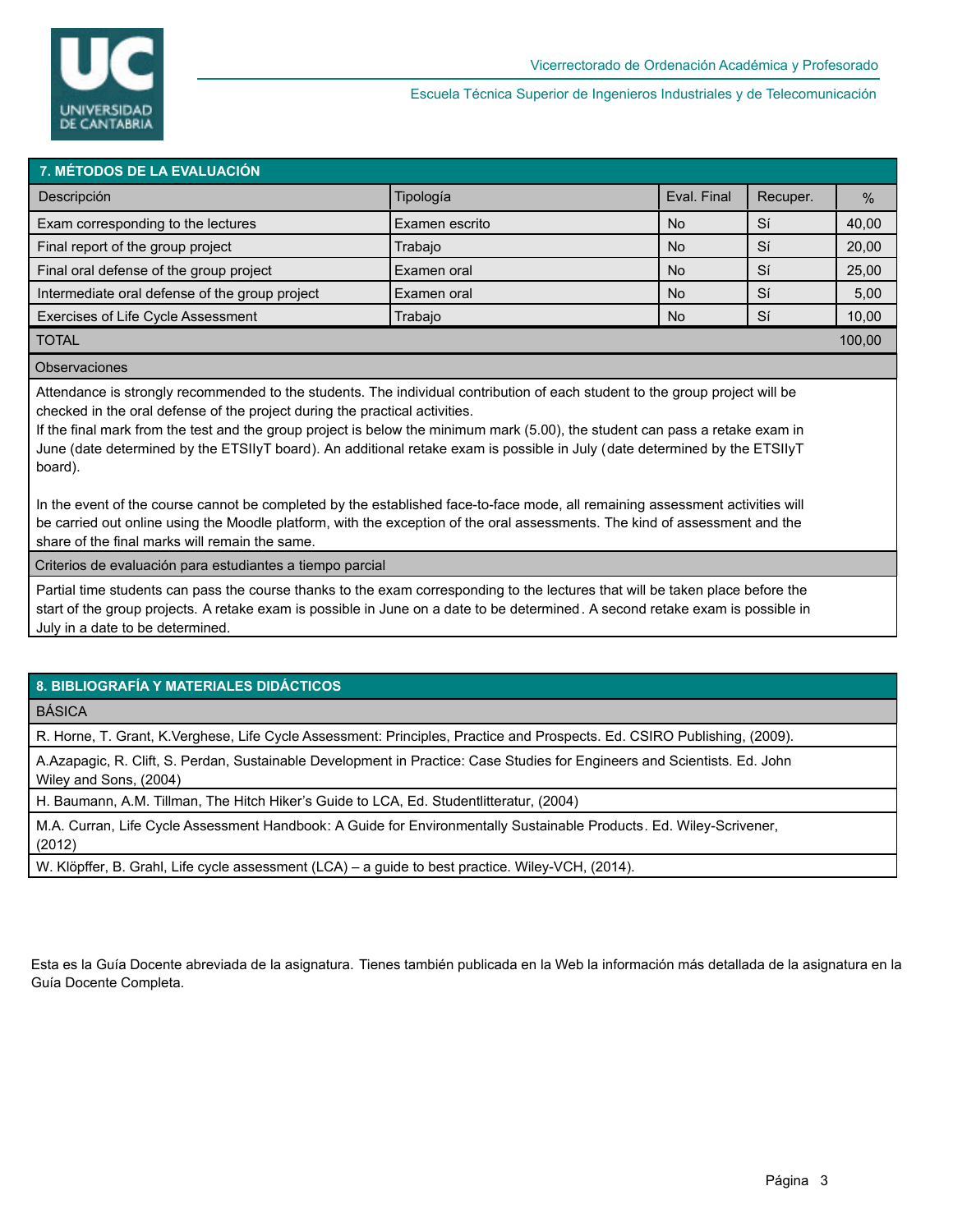Vicerrectorado de Ordenación Académica y Profesorado

Escuela Técnica Superior de Ingenieros Industriales y de Telecomunicación

## 7. MÉTODOS DE LA EVALUACIÓN

| Descripción | Tipología | Eval. Final | Recuper. | % |
|---|---|---|---|---|
| Exam corresponding to the lectures | Examen escrito | No | Sí | 40,00 |
| Final report of the group project | Trabajo | No | Sí | 20,00 |
| Final oral defense of the group project | Examen oral | No | Sí | 25,00 |
| Intermediate oral defense of the group project | Examen oral | No | Sí | 5,00 |
| Exercises of Life Cycle Assessment | Trabajo | No | Sí | 10,00 |
| TOTAL | | | | 100,00 |

**Observaciones**

Attendance is strongly recommended to the students. The individual contribution of each student to the group project will be checked in the oral defense of the project during the practical activities.
If the final mark from the test and the group project is below the minimum mark (5.00), the student can pass a retake exam in June (date determined by the ETSIIyT board). An additional retake exam is possible in July (date determined by the ETSIIyT board).

In the event of the course cannot be completed by the established face-to-face mode, all remaining assessment activities will be carried out online using the Moodle platform, with the exception of the oral assessments. The kind of assessment and the share of the final marks will remain the same.

**Criterios de evaluación para estudiantes a tiempo parcial**

Partial time students can pass the course thanks to the exam corresponding to the lectures that will be taken place before the start of the group projects. A retake exam is possible in June on a date to be determined. A second retake exam is possible in July in a date to be determined.

## 8. BIBLIOGRAFÍA Y MATERIALES DIDÁCTICOS

**BÁSICA**

- R. Horne, T. Grant, K.Verghese, Life Cycle Assessment: Principles, Practice and Prospects. Ed. CSIRO Publishing, (2009).
- A.Azapagic, R. Clift, S. Perdan, Sustainable Development in Practice: Case Studies for Engineers and Scientists. Ed. John Wiley and Sons, (2004)
- H. Baumann, A.M. Tillman, The Hitch Hiker's Guide to LCA, Ed. Studentlitteratur, (2004)
- M.A. Curran, Life Cycle Assessment Handbook: A Guide for Environmentally Sustainable Products. Ed. Wiley-Scrivener, (2012)
- W. Klöpffer, B. Grahl, Life cycle assessment (LCA) – a guide to best practice. Wiley-VCH, (2014).

Esta es la Guía Docente abreviada de la asignatura. Tienes también publicada en la Web la información más detallada de la asignatura en la Guía Docente Completa.